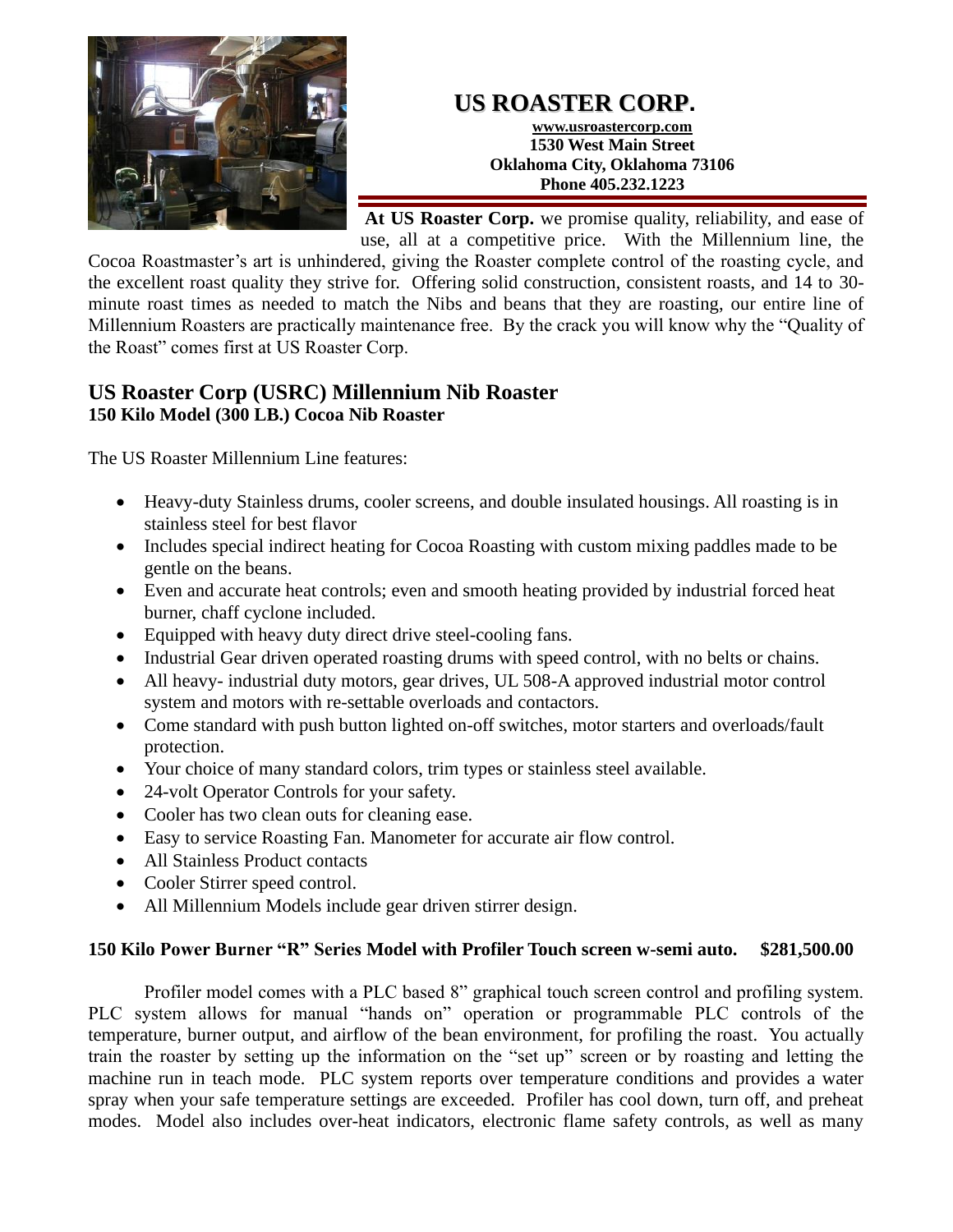# US ROASTER CORP.

**www.usroastercorp.com**
**1530 West Main Street**
**Oklahoma City, Oklahoma 73106**
**Phone 405.232.1223**

**At US Roaster Corp.** we promise quality, reliability, and ease of use, all at a competitive price. With the Millennium line, the Cocoa Roastmaster's art is unhindered, giving the Roaster complete control of the roasting cycle, and the excellent roast quality they strive for. Offering solid construction, consistent roasts, and 14 to 30-minute roast times as needed to match the Nibs and beans that they are roasting, our entire line of Millennium Roasters are practically maintenance free. By the crack you will know why the "Quality of the Roast" comes first at US Roaster Corp.

## US Roaster Corp (USRC) Millennium Nib Roaster

**150 Kilo Model (300 LB.) Cocoa Nib Roaster**

The US Roaster Millennium Line features:

- Heavy-duty Stainless drums, cooler screens, and double insulated housings. All roasting is in stainless steel for best flavor
- Includes special indirect heating for Cocoa Roasting with custom mixing paddles made to be gentle on the beans.
- Even and accurate heat controls; even and smooth heating provided by industrial forced heat burner, chaff cyclone included.
- Equipped with heavy duty direct drive steel-cooling fans.
- Industrial Gear driven operated roasting drums with speed control, with no belts or chains.
- All heavy- industrial duty motors, gear drives, UL 508-A approved industrial motor control system and motors with re-settable overloads and contactors.
- Come standard with push button lighted on-off switches, motor starters and overloads/fault protection.
- Your choice of many standard colors, trim types or stainless steel available.
- 24-volt Operator Controls for your safety.
- Cooler has two clean outs for cleaning ease.
- Easy to service Roasting Fan. Manometer for accurate air flow control.
- All Stainless Product contacts
- Cooler Stirrer speed control.
- All Millennium Models include gear driven stirrer design.

**150 Kilo Power Burner "R" Series Model with Profiler Touch screen w-semi auto. $281,500.00**

Profiler model comes with a PLC based 8" graphical touch screen control and profiling system. PLC system allows for manual "hands on" operation or programmable PLC controls of the temperature, burner output, and airflow of the bean environment, for profiling the roast. You actually train the roaster by setting up the information on the "set up" screen or by roasting and letting the machine run in teach mode. PLC system reports over temperature conditions and provides a water spray when your safe temperature settings are exceeded. Profiler has cool down, turn off, and preheat modes. Model also includes over-heat indicators, electronic flame safety controls, as well as many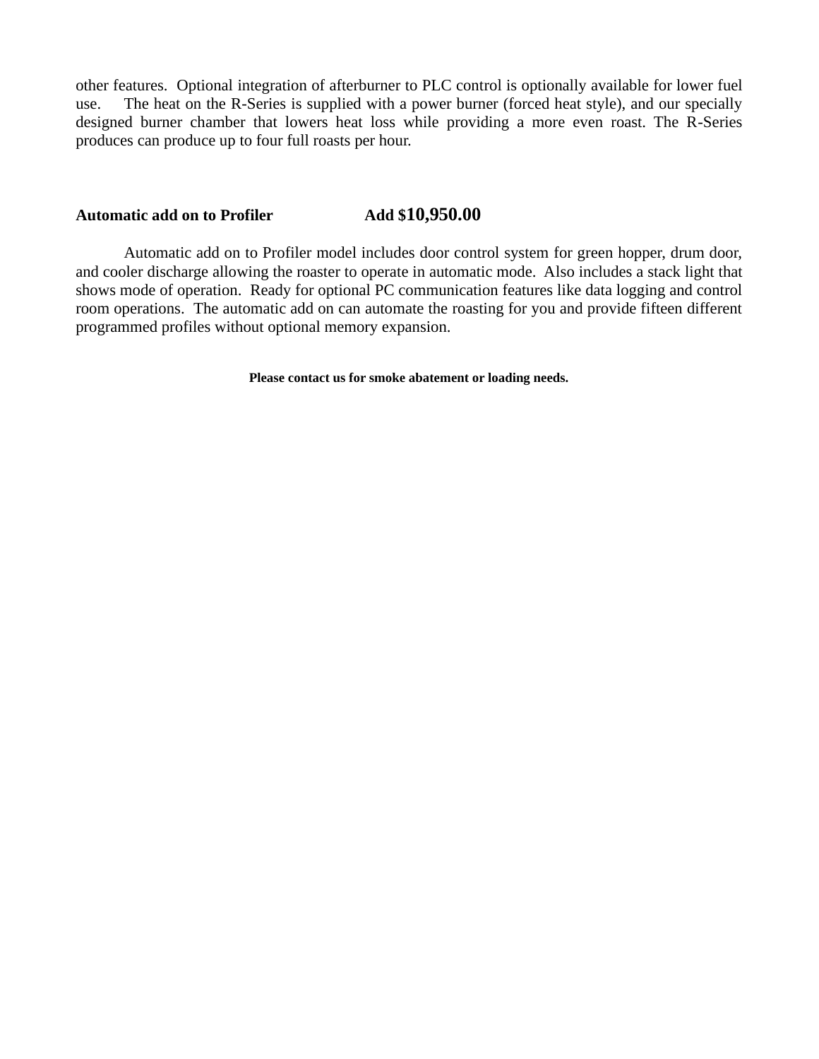other features. Optional integration of afterburner to PLC control is optionally available for lower fuel use. The heat on the R-Series is supplied with a power burner (forced heat style), and our specially designed burner chamber that lowers heat loss while providing a more even roast. The R-Series produces can produce up to four full roasts per hour.

**Automatic add on to Profiler** **Add $10,950.00**

Automatic add on to Profiler model includes door control system for green hopper, drum door, and cooler discharge allowing the roaster to operate in automatic mode. Also includes a stack light that shows mode of operation. Ready for optional PC communication features like data logging and control room operations. The automatic add on can automate the roasting for you and provide fifteen different programmed profiles without optional memory expansion.

**Please contact us for smoke abatement or loading needs.**